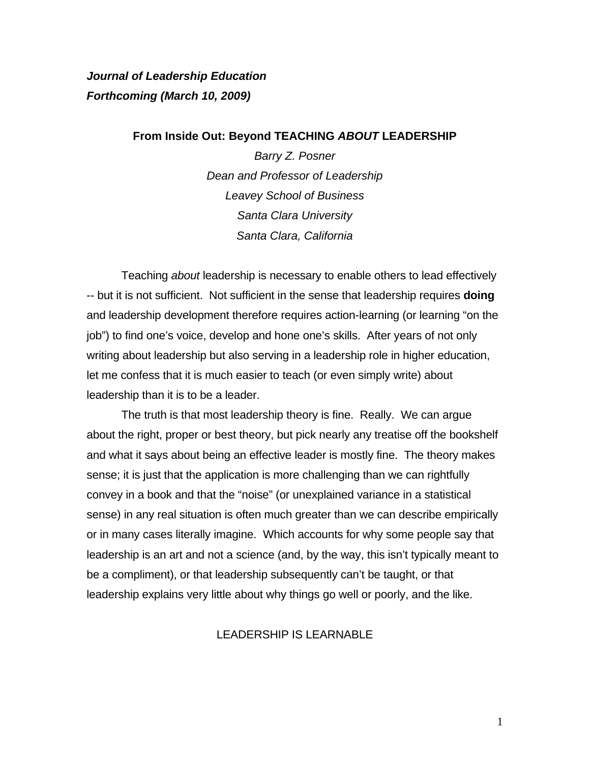***Journal of Leadership Education***
***Forthcoming (March 10, 2009)***

# From Inside Out: Beyond TEACHING *ABOUT* LEADERSHIP

*Barry Z. Posner*
*Dean and Professor of Leadership*
*Leavey School of Business*
*Santa Clara University*
*Santa Clara, California*

Teaching *about* leadership is necessary to enable others to lead effectively -- but it is not sufficient. Not sufficient in the sense that leadership requires **doing** and leadership development therefore requires action-learning (or learning "on the job") to find one's voice, develop and hone one's skills. After years of not only writing about leadership but also serving in a leadership role in higher education, let me confess that it is much easier to teach (or even simply write) about leadership than it is to be a leader.

The truth is that most leadership theory is fine. Really. We can argue about the right, proper or best theory, but pick nearly any treatise off the bookshelf and what it says about being an effective leader is mostly fine. The theory makes sense; it is just that the application is more challenging than we can rightfully convey in a book and that the "noise" (or unexplained variance in a statistical sense) in any real situation is often much greater than we can describe empirically or in many cases literally imagine. Which accounts for why some people say that leadership is an art and not a science (and, by the way, this isn't typically meant to be a compliment), or that leadership subsequently can't be taught, or that leadership explains very little about why things go well or poorly, and the like.

## LEADERSHIP IS LEARNABLE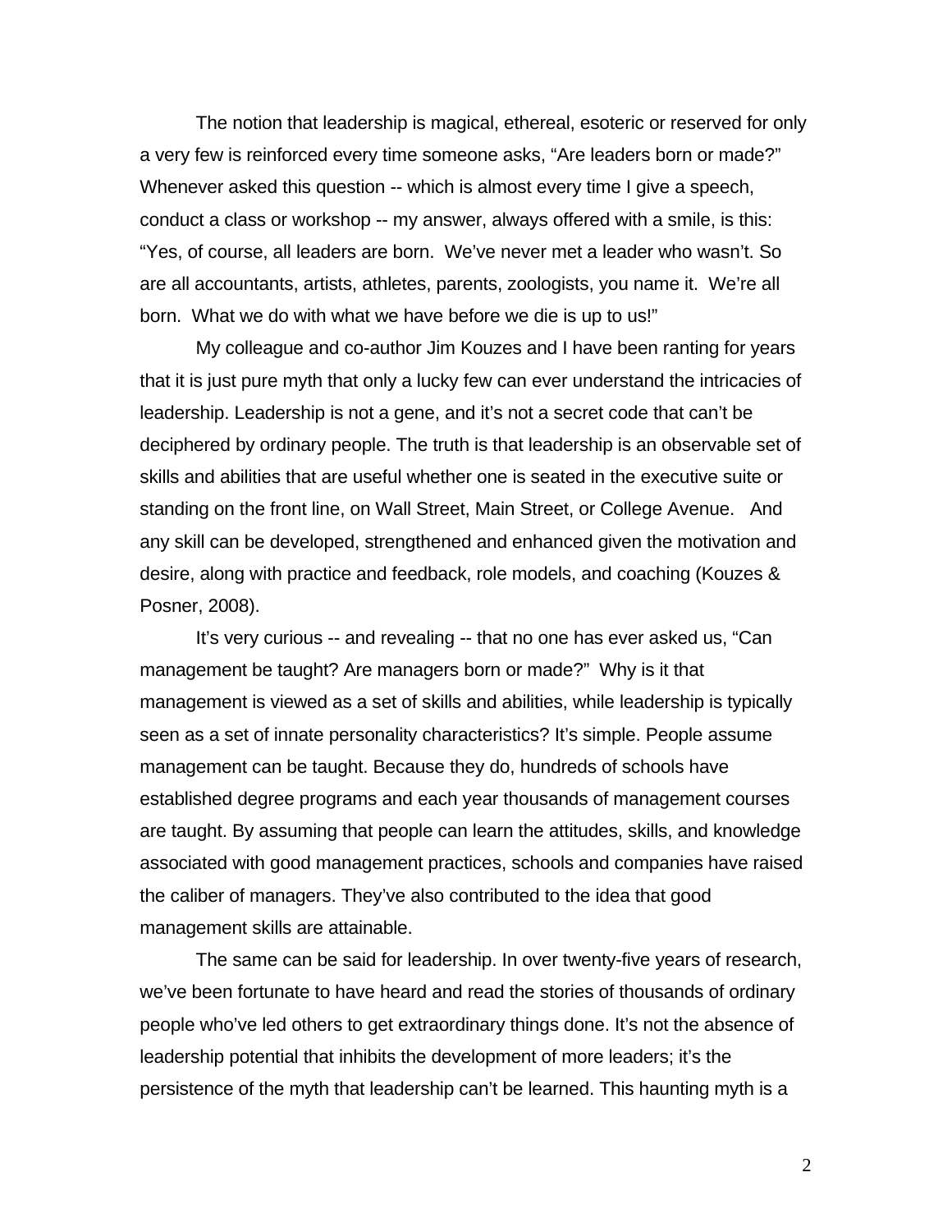The notion that leadership is magical, ethereal, esoteric or reserved for only a very few is reinforced every time someone asks, “Are leaders born or made?” Whenever asked this question -- which is almost every time I give a speech, conduct a class or workshop -- my answer, always offered with a smile, is this: “Yes, of course, all leaders are born. We’ve never met a leader who wasn’t. So are all accountants, artists, athletes, parents, zoologists, you name it. We’re all born. What we do with what we have before we die is up to us!”

My colleague and co-author Jim Kouzes and I have been ranting for years that it is just pure myth that only a lucky few can ever understand the intricacies of leadership. Leadership is not a gene, and it’s not a secret code that can’t be deciphered by ordinary people. The truth is that leadership is an observable set of skills and abilities that are useful whether one is seated in the executive suite or standing on the front line, on Wall Street, Main Street, or College Avenue. And any skill can be developed, strengthened and enhanced given the motivation and desire, along with practice and feedback, role models, and coaching (Kouzes & Posner, 2008).

It’s very curious -- and revealing -- that no one has ever asked us, “Can management be taught? Are managers born or made?” Why is it that management is viewed as a set of skills and abilities, while leadership is typically seen as a set of innate personality characteristics? It’s simple. People assume management can be taught. Because they do, hundreds of schools have established degree programs and each year thousands of management courses are taught. By assuming that people can learn the attitudes, skills, and knowledge associated with good management practices, schools and companies have raised the caliber of managers. They’ve also contributed to the idea that good management skills are attainable.

The same can be said for leadership. In over twenty-five years of research, we’ve been fortunate to have heard and read the stories of thousands of ordinary people who’ve led others to get extraordinary things done. It’s not the absence of leadership potential that inhibits the development of more leaders; it’s the persistence of the myth that leadership can’t be learned. This haunting myth is a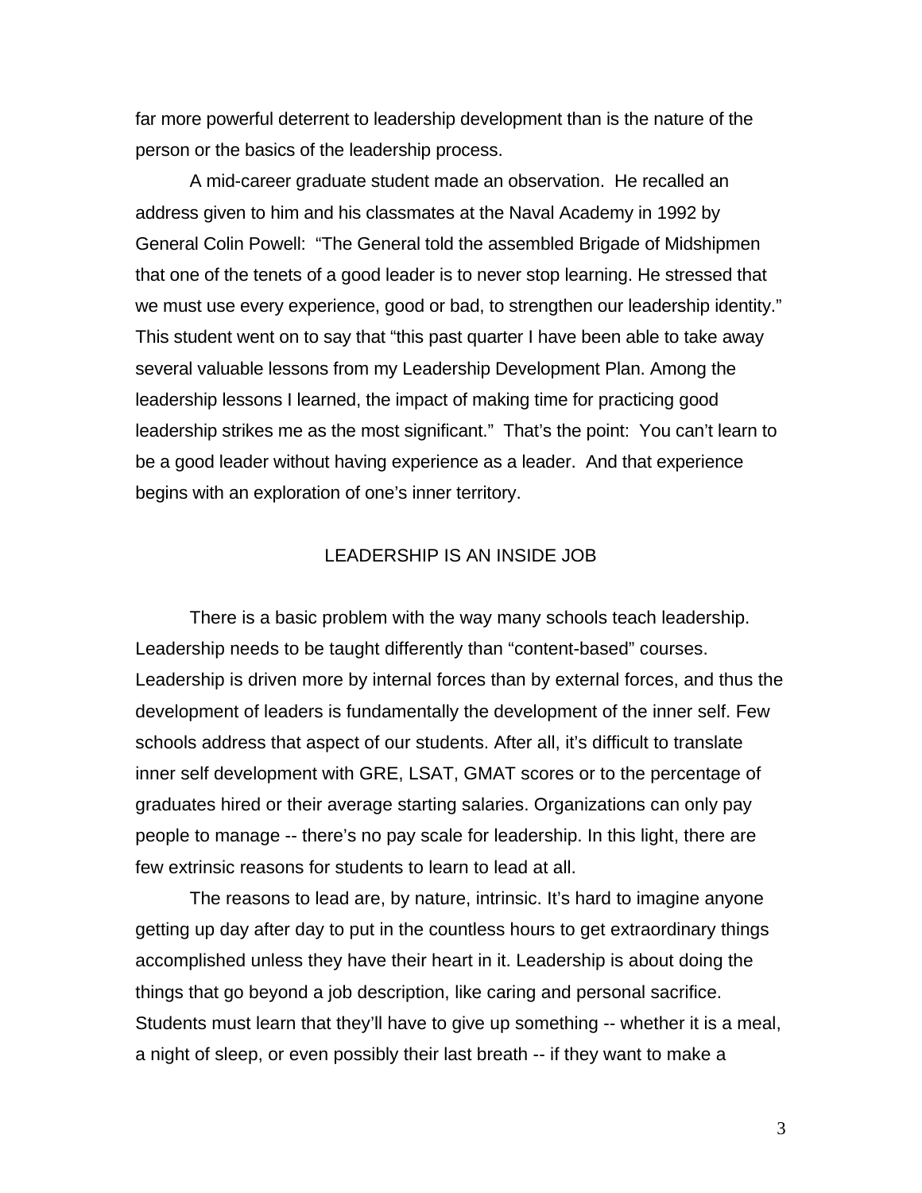far more powerful deterrent to leadership development than is the nature of the person or the basics of the leadership process.

A mid-career graduate student made an observation. He recalled an address given to him and his classmates at the Naval Academy in 1992 by General Colin Powell: "The General told the assembled Brigade of Midshipmen that one of the tenets of a good leader is to never stop learning. He stressed that we must use every experience, good or bad, to strengthen our leadership identity." This student went on to say that "this past quarter I have been able to take away several valuable lessons from my Leadership Development Plan. Among the leadership lessons I learned, the impact of making time for practicing good leadership strikes me as the most significant." That's the point: You can't learn to be a good leader without having experience as a leader. And that experience begins with an exploration of one's inner territory.

## LEADERSHIP IS AN INSIDE JOB

There is a basic problem with the way many schools teach leadership. Leadership needs to be taught differently than "content-based" courses. Leadership is driven more by internal forces than by external forces, and thus the development of leaders is fundamentally the development of the inner self. Few schools address that aspect of our students. After all, it's difficult to translate inner self development with GRE, LSAT, GMAT scores or to the percentage of graduates hired or their average starting salaries. Organizations can only pay people to manage -- there's no pay scale for leadership. In this light, there are few extrinsic reasons for students to learn to lead at all.

The reasons to lead are, by nature, intrinsic. It's hard to imagine anyone getting up day after day to put in the countless hours to get extraordinary things accomplished unless they have their heart in it. Leadership is about doing the things that go beyond a job description, like caring and personal sacrifice. Students must learn that they'll have to give up something -- whether it is a meal, a night of sleep, or even possibly their last breath -- if they want to make a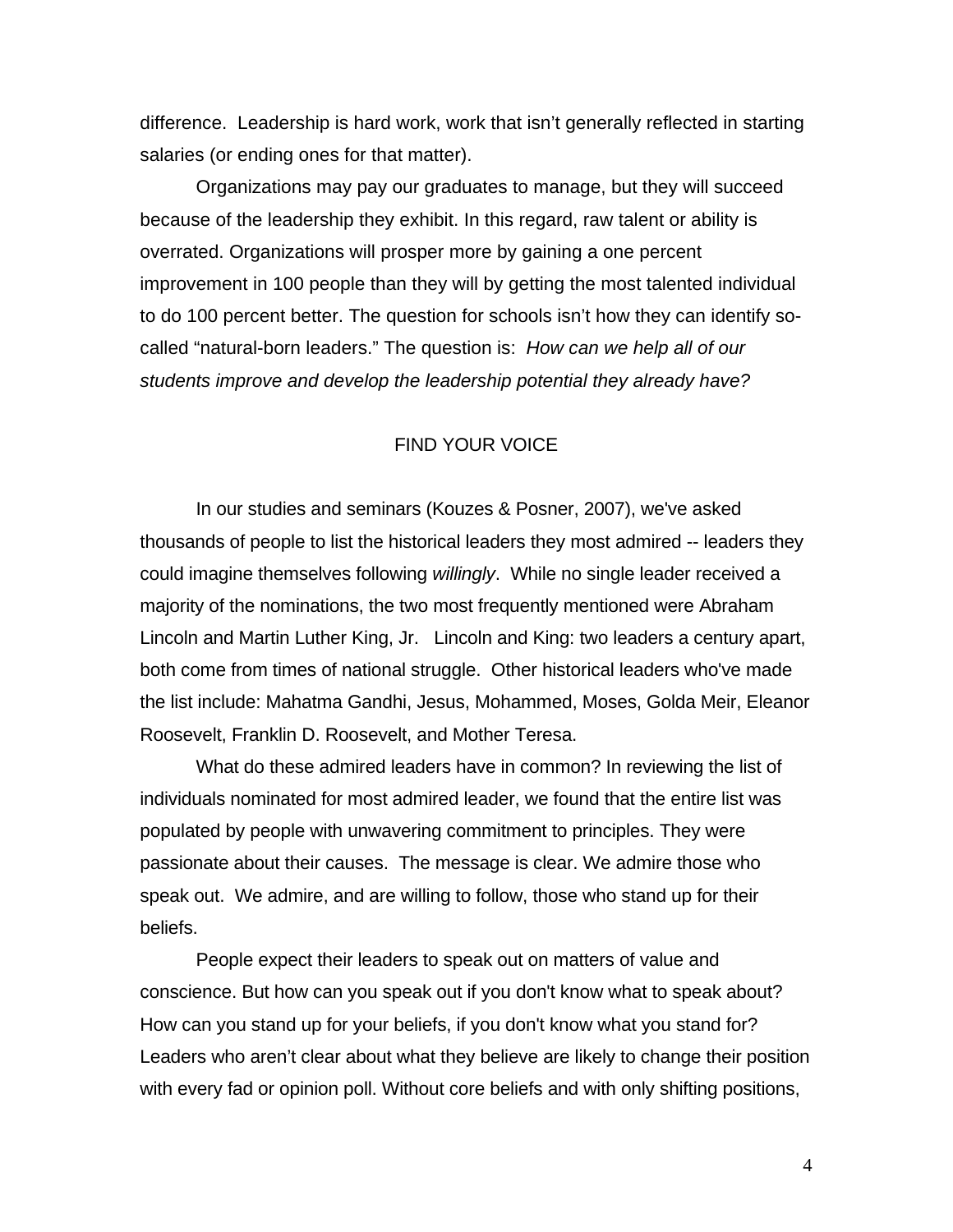difference.  Leadership is hard work, work that isn't generally reflected in starting salaries (or ending ones for that matter).

Organizations may pay our graduates to manage, but they will succeed because of the leadership they exhibit. In this regard, raw talent or ability is overrated. Organizations will prosper more by gaining a one percent improvement in 100 people than they will by getting the most talented individual to do 100 percent better. The question for schools isn't how they can identify so-called "natural-born leaders." The question is:  *How can we help all of our students improve and develop the leadership potential they already have?*

## FIND YOUR VOICE

In our studies and seminars (Kouzes & Posner, 2007), we've asked thousands of people to list the historical leaders they most admired -- leaders they could imagine themselves following *willingly*.  While no single leader received a majority of the nominations, the two most frequently mentioned were Abraham Lincoln and Martin Luther King, Jr.   Lincoln and King: two leaders a century apart, both come from times of national struggle.  Other historical leaders who've made the list include: Mahatma Gandhi, Jesus, Mohammed, Moses, Golda Meir, Eleanor Roosevelt, Franklin D. Roosevelt, and Mother Teresa.

What do these admired leaders have in common? In reviewing the list of individuals nominated for most admired leader, we found that the entire list was populated by people with unwavering commitment to principles. They were passionate about their causes.  The message is clear. We admire those who speak out.  We admire, and are willing to follow, those who stand up for their beliefs.

People expect their leaders to speak out on matters of value and conscience. But how can you speak out if you don't know what to speak about? How can you stand up for your beliefs, if you don't know what you stand for? Leaders who aren't clear about what they believe are likely to change their position with every fad or opinion poll. Without core beliefs and with only shifting positions,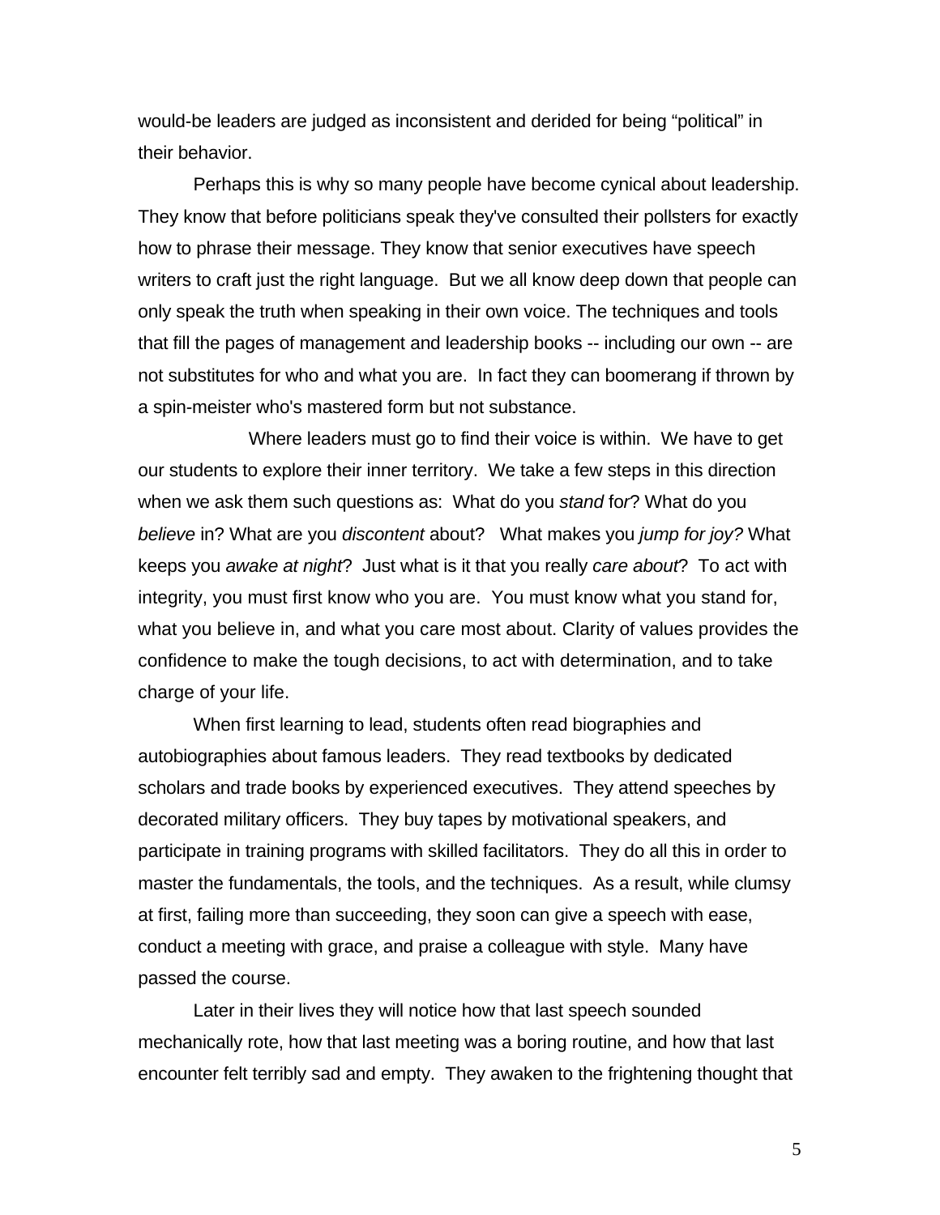would-be leaders are judged as inconsistent and derided for being "political" in their behavior.

Perhaps this is why so many people have become cynical about leadership. They know that before politicians speak they've consulted their pollsters for exactly how to phrase their message. They know that senior executives have speech writers to craft just the right language. But we all know deep down that people can only speak the truth when speaking in their own voice. The techniques and tools that fill the pages of management and leadership books -- including our own -- are not substitutes for who and what you are. In fact they can boomerang if thrown by a spin-meister who's mastered form but not substance.

Where leaders must go to find their voice is within. We have to get our students to explore their inner territory. We take a few steps in this direction when we ask them such questions as: What do you *stand* for? What do you *believe* in? What are you *discontent* about? What makes you *jump for joy?* What keeps you *awake at night*? Just what is it that you really *care about*? To act with integrity, you must first know who you are. You must know what you stand for, what you believe in, and what you care most about. Clarity of values provides the confidence to make the tough decisions, to act with determination, and to take charge of your life.

When first learning to lead, students often read biographies and autobiographies about famous leaders. They read textbooks by dedicated scholars and trade books by experienced executives. They attend speeches by decorated military officers. They buy tapes by motivational speakers, and participate in training programs with skilled facilitators. They do all this in order to master the fundamentals, the tools, and the techniques. As a result, while clumsy at first, failing more than succeeding, they soon can give a speech with ease, conduct a meeting with grace, and praise a colleague with style. Many have passed the course.

Later in their lives they will notice how that last speech sounded mechanically rote, how that last meeting was a boring routine, and how that last encounter felt terribly sad and empty. They awaken to the frightening thought that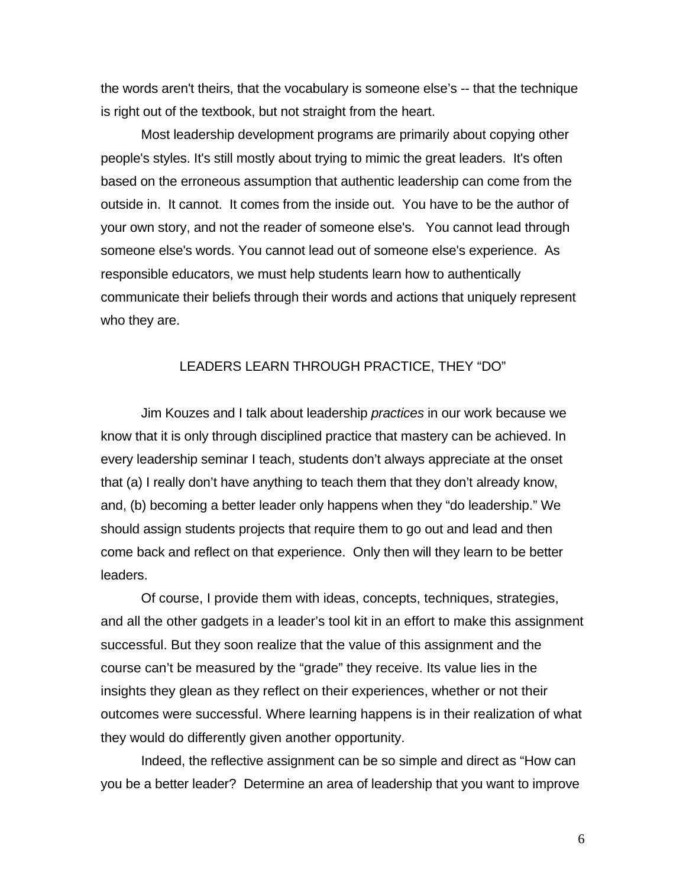the words aren't theirs, that the vocabulary is someone else's -- that the technique is right out of the textbook, but not straight from the heart.

Most leadership development programs are primarily about copying other people's styles. It's still mostly about trying to mimic the great leaders. It's often based on the erroneous assumption that authentic leadership can come from the outside in. It cannot. It comes from the inside out. You have to be the author of your own story, and not the reader of someone else's. You cannot lead through someone else's words. You cannot lead out of someone else's experience. As responsible educators, we must help students learn how to authentically communicate their beliefs through their words and actions that uniquely represent who they are.

## LEADERS LEARN THROUGH PRACTICE, THEY "DO"

Jim Kouzes and I talk about leadership *practices* in our work because we know that it is only through disciplined practice that mastery can be achieved. In every leadership seminar I teach, students don't always appreciate at the onset that (a) I really don't have anything to teach them that they don't already know, and, (b) becoming a better leader only happens when they "do leadership." We should assign students projects that require them to go out and lead and then come back and reflect on that experience. Only then will they learn to be better leaders.

Of course, I provide them with ideas, concepts, techniques, strategies, and all the other gadgets in a leader's tool kit in an effort to make this assignment successful. But they soon realize that the value of this assignment and the course can't be measured by the "grade" they receive. Its value lies in the insights they glean as they reflect on their experiences, whether or not their outcomes were successful. Where learning happens is in their realization of what they would do differently given another opportunity.

Indeed, the reflective assignment can be so simple and direct as "How can you be a better leader? Determine an area of leadership that you want to improve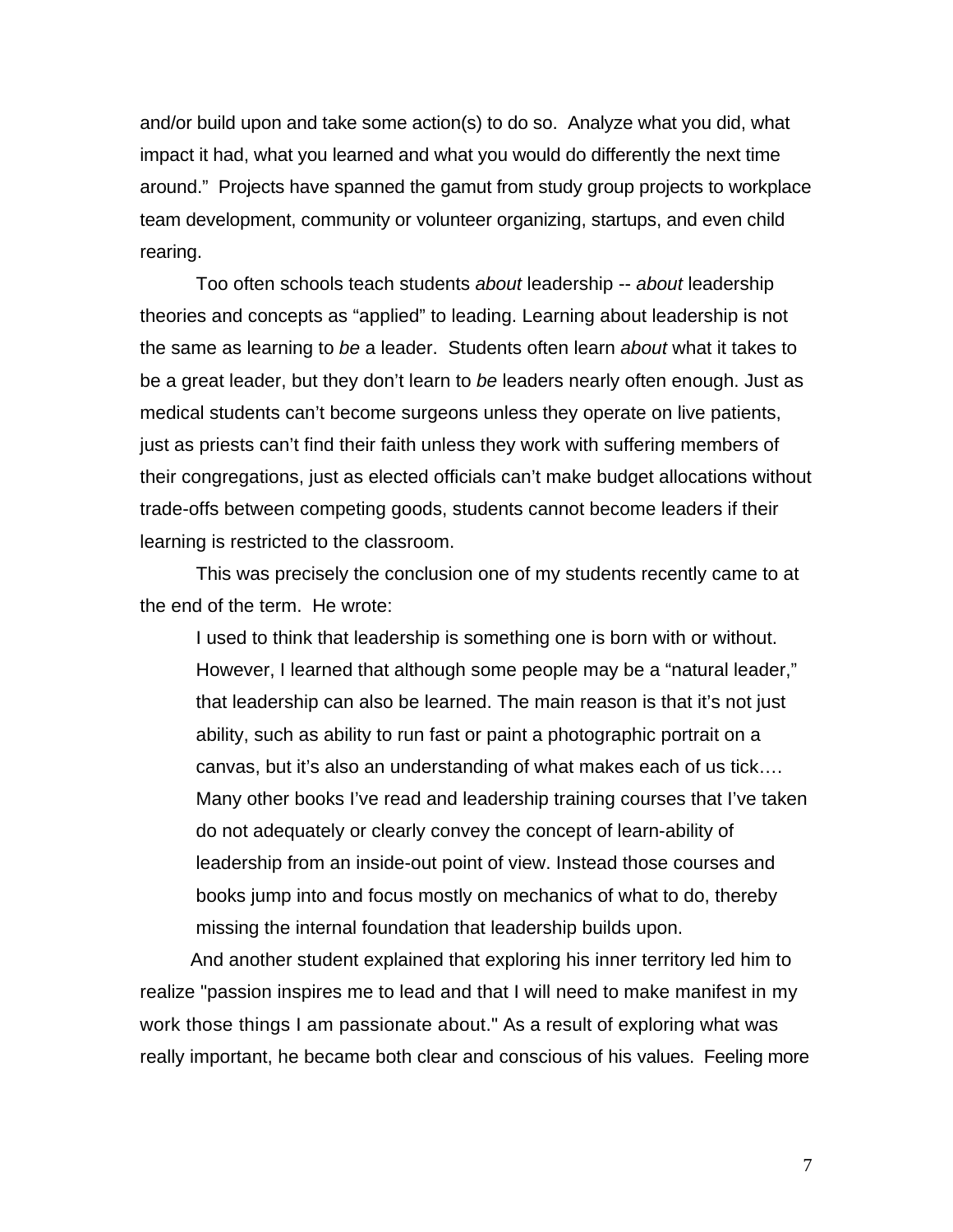and/or build upon and take some action(s) to do so. Analyze what you did, what impact it had, what you learned and what you would do differently the next time around." Projects have spanned the gamut from study group projects to workplace team development, community or volunteer organizing, startups, and even child rearing.

Too often schools teach students *about* leadership -- *about* leadership theories and concepts as "applied" to leading. Learning about leadership is not the same as learning to *be* a leader. Students often learn *about* what it takes to be a great leader, but they don't learn to *be* leaders nearly often enough. Just as medical students can't become surgeons unless they operate on live patients, just as priests can't find their faith unless they work with suffering members of their congregations, just as elected officials can't make budget allocations without trade-offs between competing goods, students cannot become leaders if their learning is restricted to the classroom.

This was precisely the conclusion one of my students recently came to at the end of the term. He wrote:

> I used to think that leadership is something one is born with or without. However, I learned that although some people may be a "natural leader," that leadership can also be learned. The main reason is that it's not just ability, such as ability to run fast or paint a photographic portrait on a canvas, but it's also an understanding of what makes each of us tick…. Many other books I've read and leadership training courses that I've taken do not adequately or clearly convey the concept of learn-ability of leadership from an inside-out point of view. Instead those courses and books jump into and focus mostly on mechanics of what to do, thereby missing the internal foundation that leadership builds upon.

And another student explained that exploring his inner territory led him to realize "passion inspires me to lead and that I will need to make manifest in my work those things I am passionate about." As a result of exploring what was really important, he became both clear and conscious of his values. Feeling more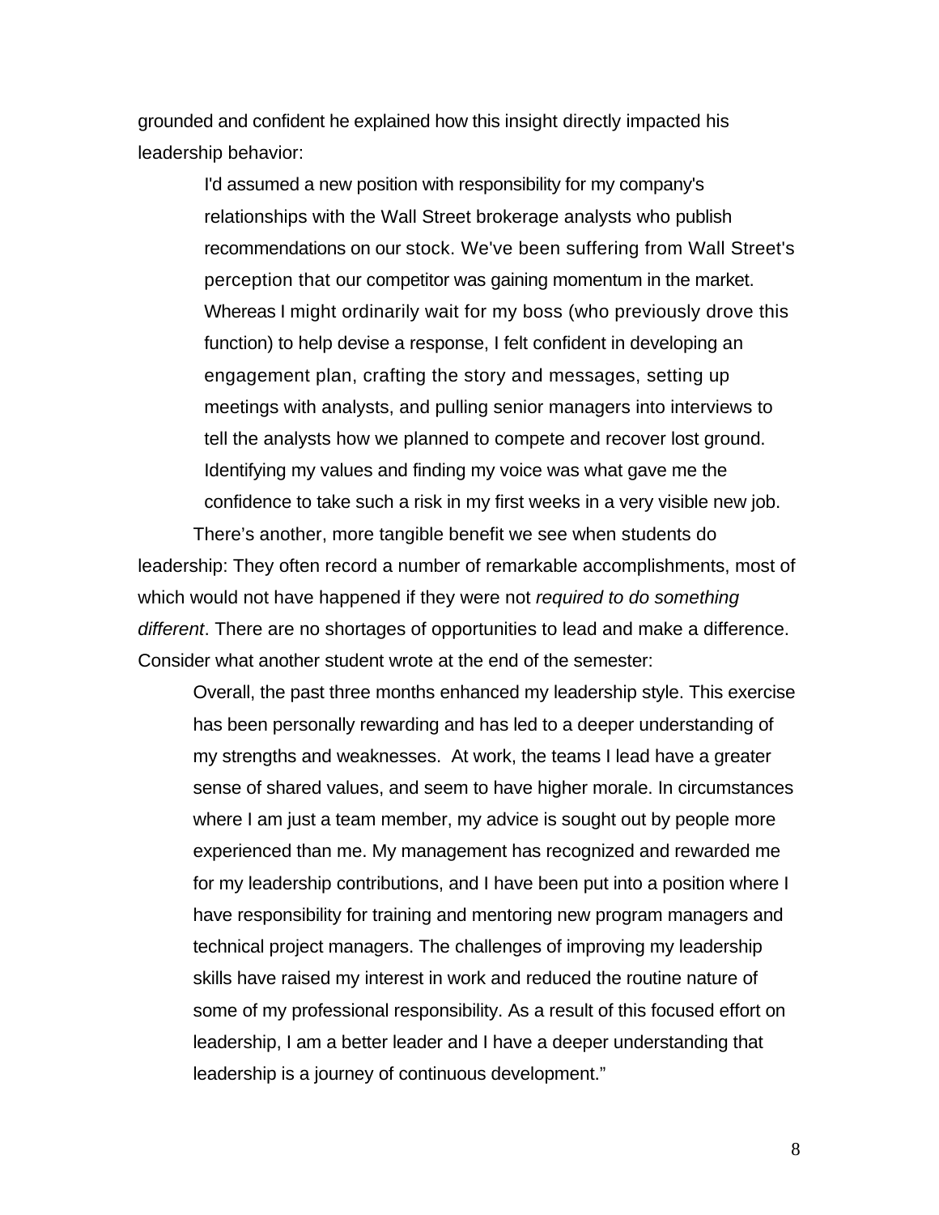grounded and confident he explained how this insight directly impacted his leadership behavior:

> I'd assumed a new position with responsibility for my company's relationships with the Wall Street brokerage analysts who publish recommendations on our stock. We've been suffering from Wall Street's perception that our competitor was gaining momentum in the market. Whereas I might ordinarily wait for my boss (who previously drove this function) to help devise a response, I felt confident in developing an engagement plan, crafting the story and messages, setting up meetings with analysts, and pulling senior managers into interviews to tell the analysts how we planned to compete and recover lost ground. Identifying my values and finding my voice was what gave me the confidence to take such a risk in my first weeks in a very visible new job.

There's another, more tangible benefit we see when students do leadership: They often record a number of remarkable accomplishments, most of which would not have happened if they were not *required to do something different*. There are no shortages of opportunities to lead and make a difference. Consider what another student wrote at the end of the semester:

> Overall, the past three months enhanced my leadership style. This exercise has been personally rewarding and has led to a deeper understanding of my strengths and weaknesses. At work, the teams I lead have a greater sense of shared values, and seem to have higher morale. In circumstances where I am just a team member, my advice is sought out by people more experienced than me. My management has recognized and rewarded me for my leadership contributions, and I have been put into a position where I have responsibility for training and mentoring new program managers and technical project managers. The challenges of improving my leadership skills have raised my interest in work and reduced the routine nature of some of my professional responsibility. As a result of this focused effort on leadership, I am a better leader and I have a deeper understanding that leadership is a journey of continuous development."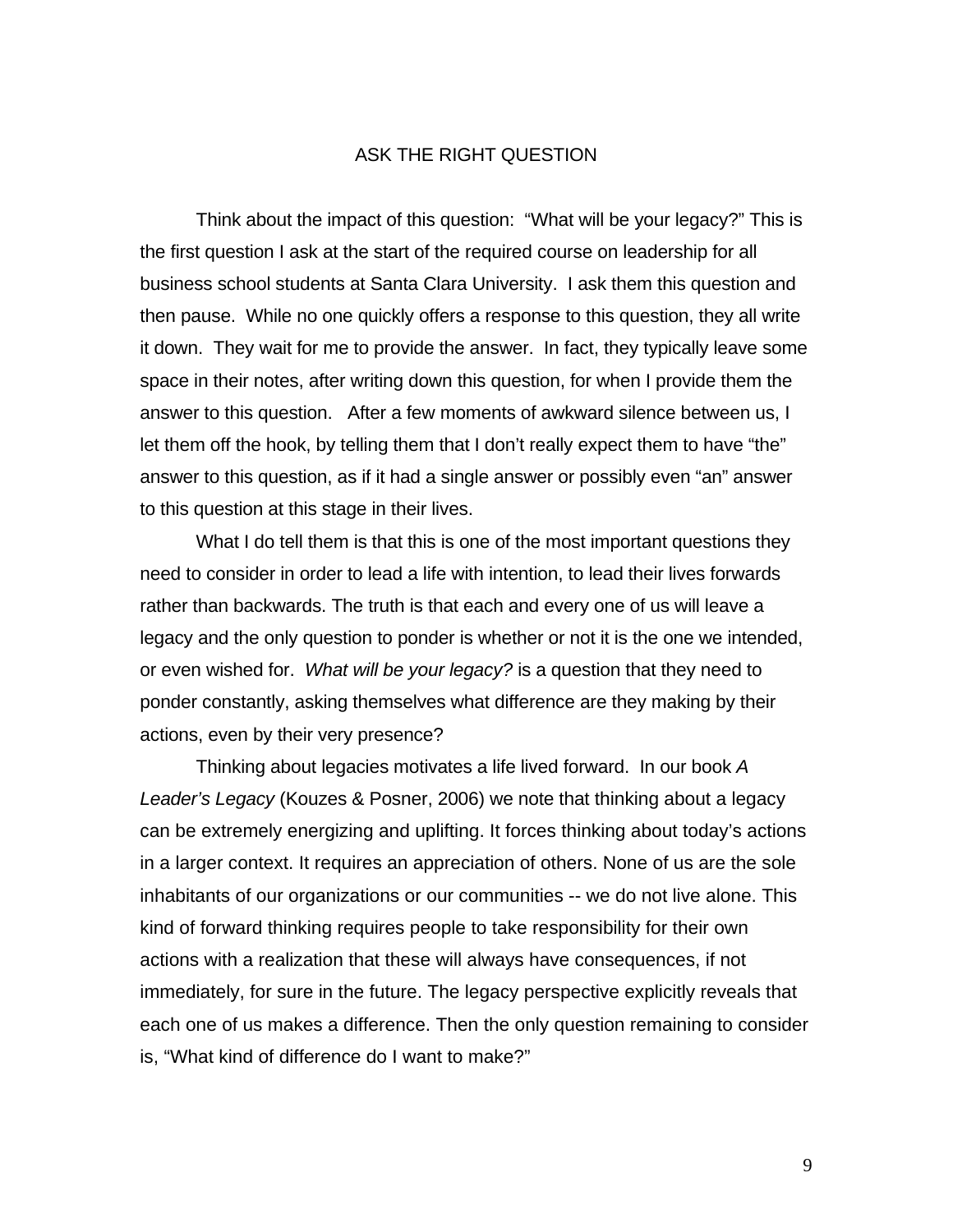# ASK THE RIGHT QUESTION

Think about the impact of this question: "What will be your legacy?" This is the first question I ask at the start of the required course on leadership for all business school students at Santa Clara University. I ask them this question and then pause. While no one quickly offers a response to this question, they all write it down. They wait for me to provide the answer. In fact, they typically leave some space in their notes, after writing down this question, for when I provide them the answer to this question. After a few moments of awkward silence between us, I let them off the hook, by telling them that I don't really expect them to have "the" answer to this question, as if it had a single answer or possibly even "an" answer to this question at this stage in their lives.

What I do tell them is that this is one of the most important questions they need to consider in order to lead a life with intention, to lead their lives forwards rather than backwards. The truth is that each and every one of us will leave a legacy and the only question to ponder is whether or not it is the one we intended, or even wished for. *What will be your legacy?* is a question that they need to ponder constantly, asking themselves what difference are they making by their actions, even by their very presence?

Thinking about legacies motivates a life lived forward. In our book *A Leader's Legacy* (Kouzes & Posner, 2006) we note that thinking about a legacy can be extremely energizing and uplifting. It forces thinking about today's actions in a larger context. It requires an appreciation of others. None of us are the sole inhabitants of our organizations or our communities -- we do not live alone. This kind of forward thinking requires people to take responsibility for their own actions with a realization that these will always have consequences, if not immediately, for sure in the future. The legacy perspective explicitly reveals that each one of us makes a difference. Then the only question remaining to consider is, "What kind of difference do I want to make?"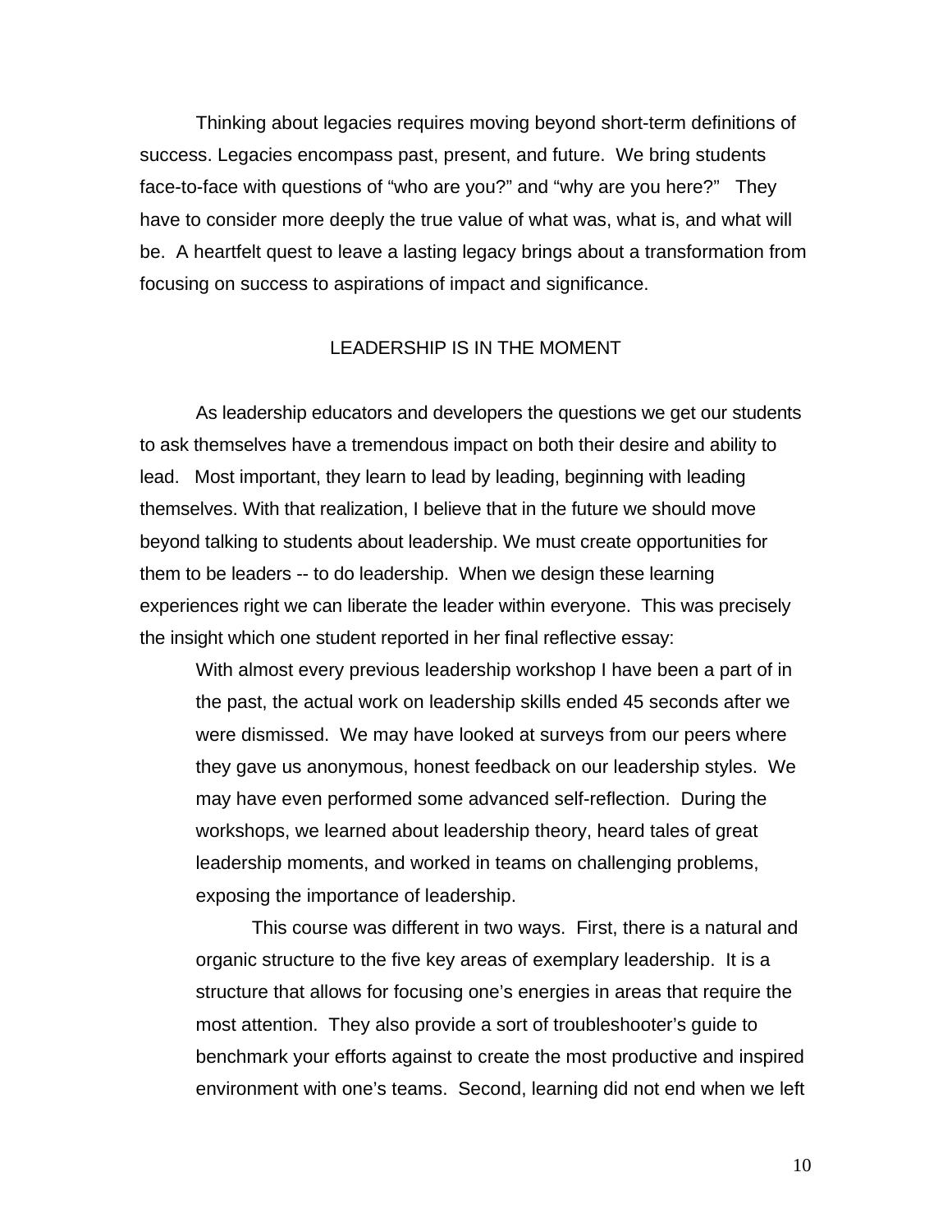Thinking about legacies requires moving beyond short-term definitions of success. Legacies encompass past, present, and future. We bring students face-to-face with questions of “who are you?” and “why are you here?” They have to consider more deeply the true value of what was, what is, and what will be. A heartfelt quest to leave a lasting legacy brings about a transformation from focusing on success to aspirations of impact and significance.

## LEADERSHIP IS IN THE MOMENT

As leadership educators and developers the questions we get our students to ask themselves have a tremendous impact on both their desire and ability to lead. Most important, they learn to lead by leading, beginning with leading themselves. With that realization, I believe that in the future we should move beyond talking to students about leadership. We must create opportunities for them to be leaders -- to do leadership. When we design these learning experiences right we can liberate the leader within everyone. This was precisely the insight which one student reported in her final reflective essay:

> With almost every previous leadership workshop I have been a part of in the past, the actual work on leadership skills ended 45 seconds after we were dismissed. We may have looked at surveys from our peers where they gave us anonymous, honest feedback on our leadership styles. We may have even performed some advanced self-reflection. During the workshops, we learned about leadership theory, heard tales of great leadership moments, and worked in teams on challenging problems, exposing the importance of leadership.
>
> This course was different in two ways. First, there is a natural and organic structure to the five key areas of exemplary leadership. It is a structure that allows for focusing one’s energies in areas that require the most attention. They also provide a sort of troubleshooter’s guide to benchmark your efforts against to create the most productive and inspired environment with one’s teams. Second, learning did not end when we left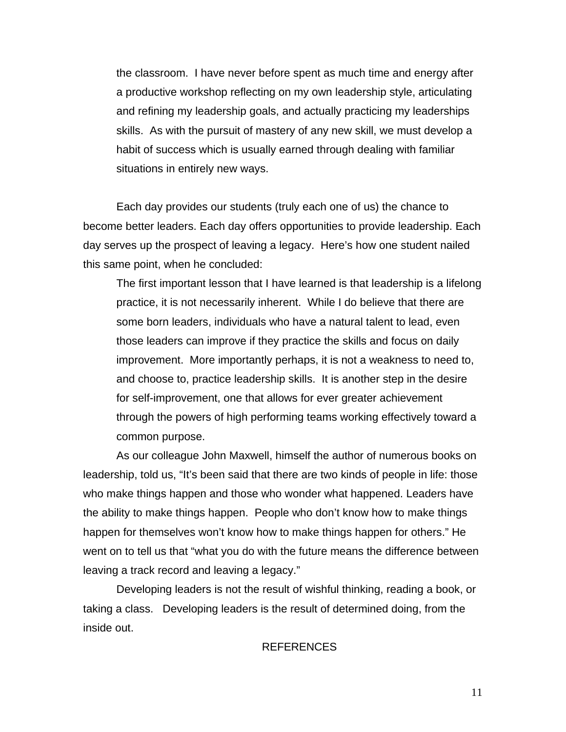> the classroom. I have never before spent as much time and energy after a productive workshop reflecting on my own leadership style, articulating and refining my leadership goals, and actually practicing my leaderships skills. As with the pursuit of mastery of any new skill, we must develop a habit of success which is usually earned through dealing with familiar situations in entirely new ways.

Each day provides our students (truly each one of us) the chance to become better leaders. Each day offers opportunities to provide leadership. Each day serves up the prospect of leaving a legacy. Here's how one student nailed this same point, when he concluded:

> The first important lesson that I have learned is that leadership is a lifelong practice, it is not necessarily inherent. While I do believe that there are some born leaders, individuals who have a natural talent to lead, even those leaders can improve if they practice the skills and focus on daily improvement. More importantly perhaps, it is not a weakness to need to, and choose to, practice leadership skills. It is another step in the desire for self-improvement, one that allows for ever greater achievement through the powers of high performing teams working effectively toward a common purpose.

As our colleague John Maxwell, himself the author of numerous books on leadership, told us, "It's been said that there are two kinds of people in life: those who make things happen and those who wonder what happened. Leaders have the ability to make things happen. People who don't know how to make things happen for themselves won't know how to make things happen for others." He went on to tell us that "what you do with the future means the difference between leaving a track record and leaving a legacy."

Developing leaders is not the result of wishful thinking, reading a book, or taking a class. Developing leaders is the result of determined doing, from the inside out.

## REFERENCES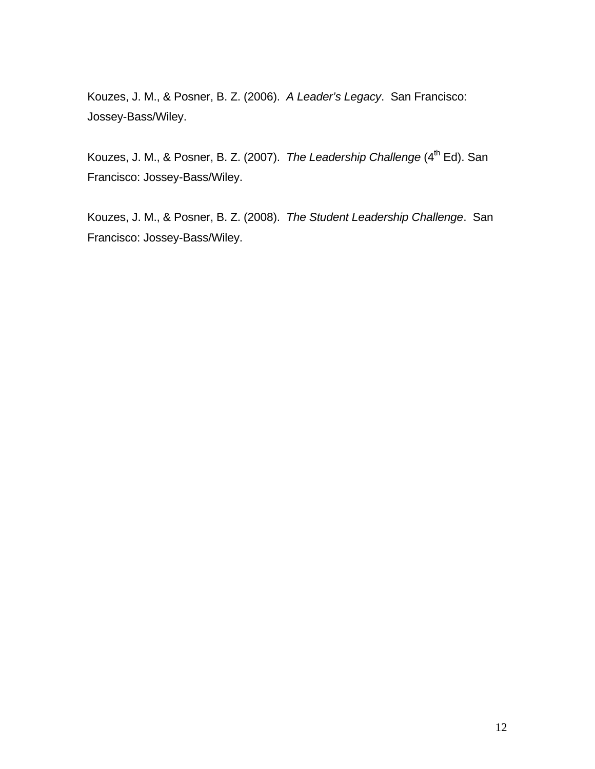Kouzes, J. M., & Posner, B. Z. (2006). *A Leader's Legacy*. San Francisco: Jossey-Bass/Wiley.

Kouzes, J. M., & Posner, B. Z. (2007). *The Leadership Challenge* (4th Ed). San Francisco: Jossey-Bass/Wiley.

Kouzes, J. M., & Posner, B. Z. (2008). *The Student Leadership Challenge*. San Francisco: Jossey-Bass/Wiley.